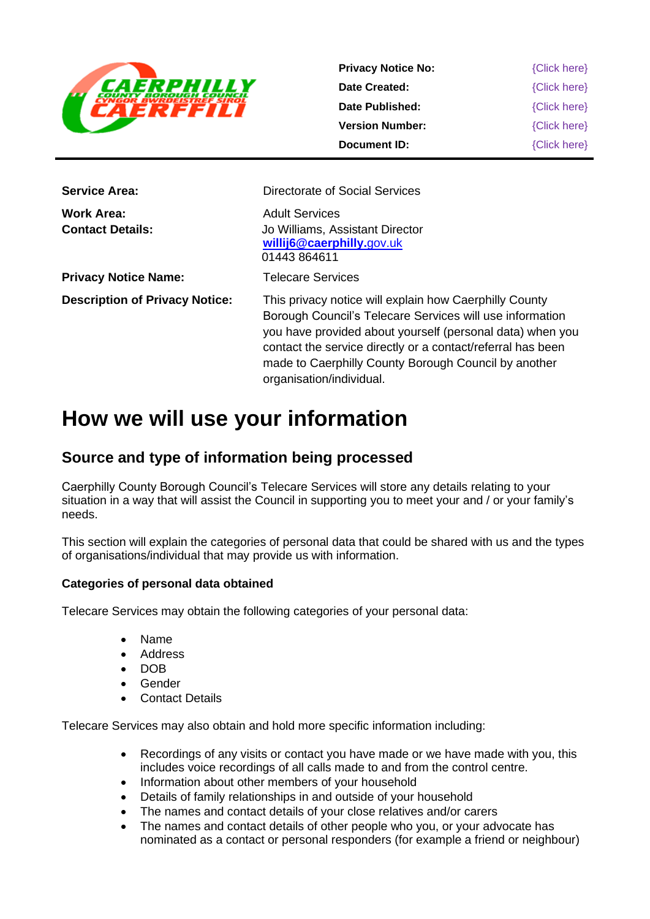| | | |
|---|---|---|
| | **Privacy Notice No:** | {Click here} |
| | **Date Created:** | {Click here} |
| | **Date Published:** | {Click here} |
| | **Version Number:** | {Click here} |
| | **Document ID:** | {Click here} |

| | |
|---|---|
| **Service Area:** | Directorate of Social Services |
| **Work Area:** | Adult Services |
| **Contact Details:** | Jo Williams, Assistant Director<br>**willij6@caerphilly.**gov.uk<br>01443 864611 |
| **Privacy Notice Name:** | Telecare Services |
| **Description of Privacy Notice:** | This privacy notice will explain how Caerphilly County Borough Council's Telecare Services will use information you have provided about yourself (personal data) when you contact the service directly or a contact/referral has been made to Caerphilly County Borough Council by another organisation/individual. |

# How we will use your information

## Source and type of information being processed

Caerphilly County Borough Council's Telecare Services will store any details relating to your situation in a way that will assist the Council in supporting you to meet your and / or your family's needs.

This section will explain the categories of personal data that could be shared with us and the types of organisations/individual that may provide us with information.

**Categories of personal data obtained**

Telecare Services may obtain the following categories of your personal data:

- Name
- Address
- DOB
- Gender
- Contact Details

Telecare Services may also obtain and hold more specific information including:

- Recordings of any visits or contact you have made or we have made with you, this includes voice recordings of all calls made to and from the control centre.
- Information about other members of your household
- Details of family relationships in and outside of your household
- The names and contact details of your close relatives and/or carers
- The names and contact details of other people who you, or your advocate has nominated as a contact or personal responders (for example a friend or neighbour)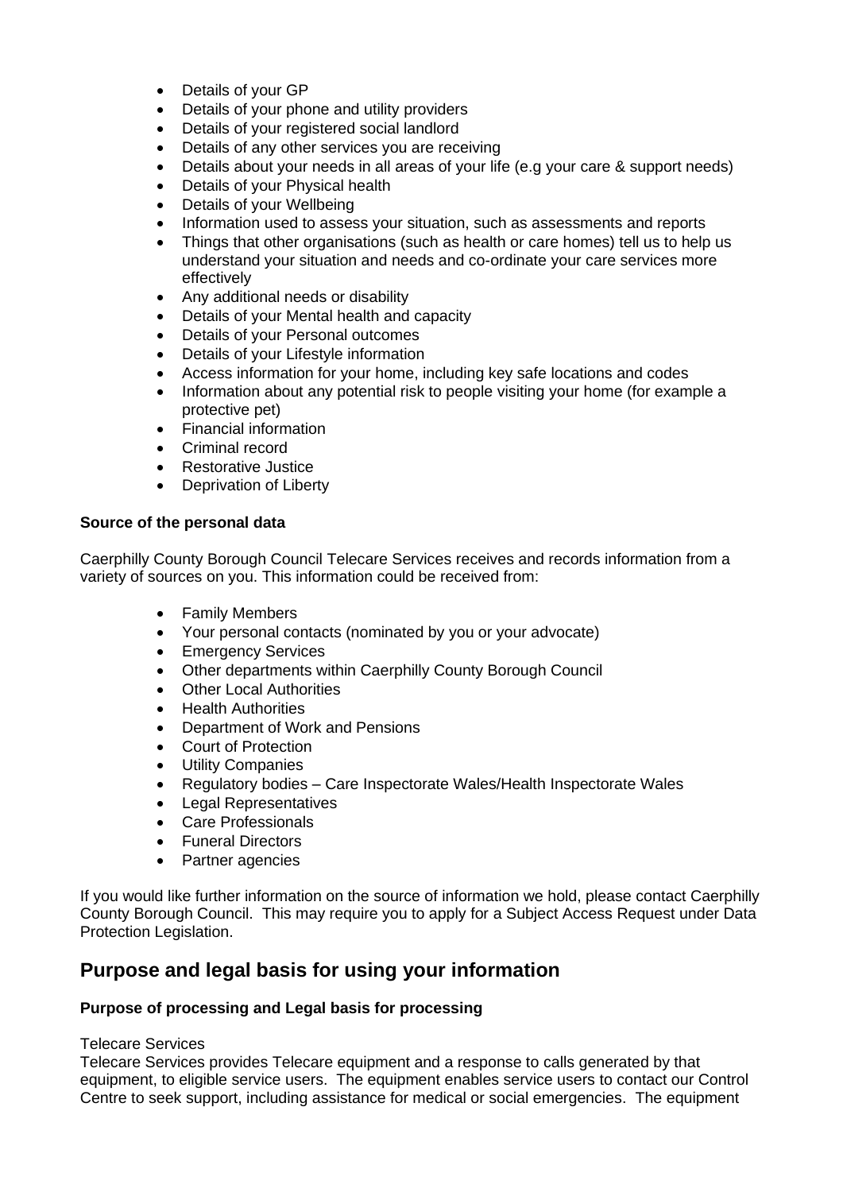- Details of your GP
- Details of your phone and utility providers
- Details of your registered social landlord
- Details of any other services you are receiving
- Details about your needs in all areas of your life (e.g your care & support needs)
- Details of your Physical health
- Details of your Wellbeing
- Information used to assess your situation, such as assessments and reports
- Things that other organisations (such as health or care homes) tell us to help us understand your situation and needs and co-ordinate your care services more effectively
- Any additional needs or disability
- Details of your Mental health and capacity
- Details of your Personal outcomes
- Details of your Lifestyle information
- Access information for your home, including key safe locations and codes
- Information about any potential risk to people visiting your home (for example a protective pet)
- Financial information
- Criminal record
- Restorative Justice
- Deprivation of Liberty

**Source of the personal data**

Caerphilly County Borough Council Telecare Services receives and records information from a variety of sources on you. This information could be received from:

- Family Members
- Your personal contacts (nominated by you or your advocate)
- Emergency Services
- Other departments within Caerphilly County Borough Council
- Other Local Authorities
- Health Authorities
- Department of Work and Pensions
- Court of Protection
- Utility Companies
- Regulatory bodies – Care Inspectorate Wales/Health Inspectorate Wales
- Legal Representatives
- Care Professionals
- Funeral Directors
- Partner agencies

If you would like further information on the source of information we hold, please contact Caerphilly County Borough Council. This may require you to apply for a Subject Access Request under Data Protection Legislation.

## Purpose and legal basis for using your information

**Purpose of processing and Legal basis for processing**

Telecare Services

Telecare Services provides Telecare equipment and a response to calls generated by that equipment, to eligible service users. The equipment enables service users to contact our Control Centre to seek support, including assistance for medical or social emergencies. The equipment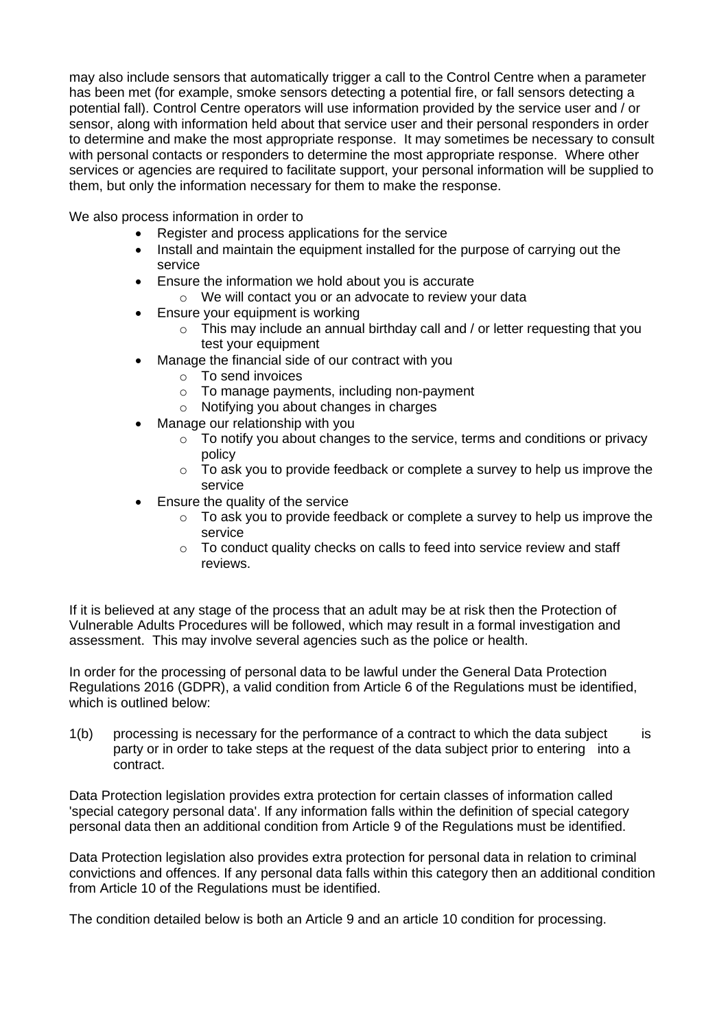may also include sensors that automatically trigger a call to the Control Centre when a parameter has been met (for example, smoke sensors detecting a potential fire, or fall sensors detecting a potential fall). Control Centre operators will use information provided by the service user and / or sensor, along with information held about that service user and their personal responders in order to determine and make the most appropriate response. It may sometimes be necessary to consult with personal contacts or responders to determine the most appropriate response. Where other services or agencies are required to facilitate support, your personal information will be supplied to them, but only the information necessary for them to make the response.

We also process information in order to

- Register and process applications for the service
- Install and maintain the equipment installed for the purpose of carrying out the service
- Ensure the information we hold about you is accurate
    - We will contact you or an advocate to review your data
- Ensure your equipment is working
    - This may include an annual birthday call and / or letter requesting that you test your equipment
- Manage the financial side of our contract with you
    - To send invoices
    - To manage payments, including non-payment
    - Notifying you about changes in charges
- Manage our relationship with you
    - To notify you about changes to the service, terms and conditions or privacy policy
    - To ask you to provide feedback or complete a survey to help us improve the service
- Ensure the quality of the service
    - To ask you to provide feedback or complete a survey to help us improve the service
    - To conduct quality checks on calls to feed into service review and staff reviews.

If it is believed at any stage of the process that an adult may be at risk then the Protection of Vulnerable Adults Procedures will be followed, which may result in a formal investigation and assessment. This may involve several agencies such as the police or health.

In order for the processing of personal data to be lawful under the General Data Protection Regulations 2016 (GDPR), a valid condition from Article 6 of the Regulations must be identified, which is outlined below:

1(b) processing is necessary for the performance of a contract to which the data subject is party or in order to take steps at the request of the data subject prior to entering into a contract.

Data Protection legislation provides extra protection for certain classes of information called 'special category personal data'. If any information falls within the definition of special category personal data then an additional condition from Article 9 of the Regulations must be identified.

Data Protection legislation also provides extra protection for personal data in relation to criminal convictions and offences. If any personal data falls within this category then an additional condition from Article 10 of the Regulations must be identified.

The condition detailed below is both an Article 9 and an article 10 condition for processing.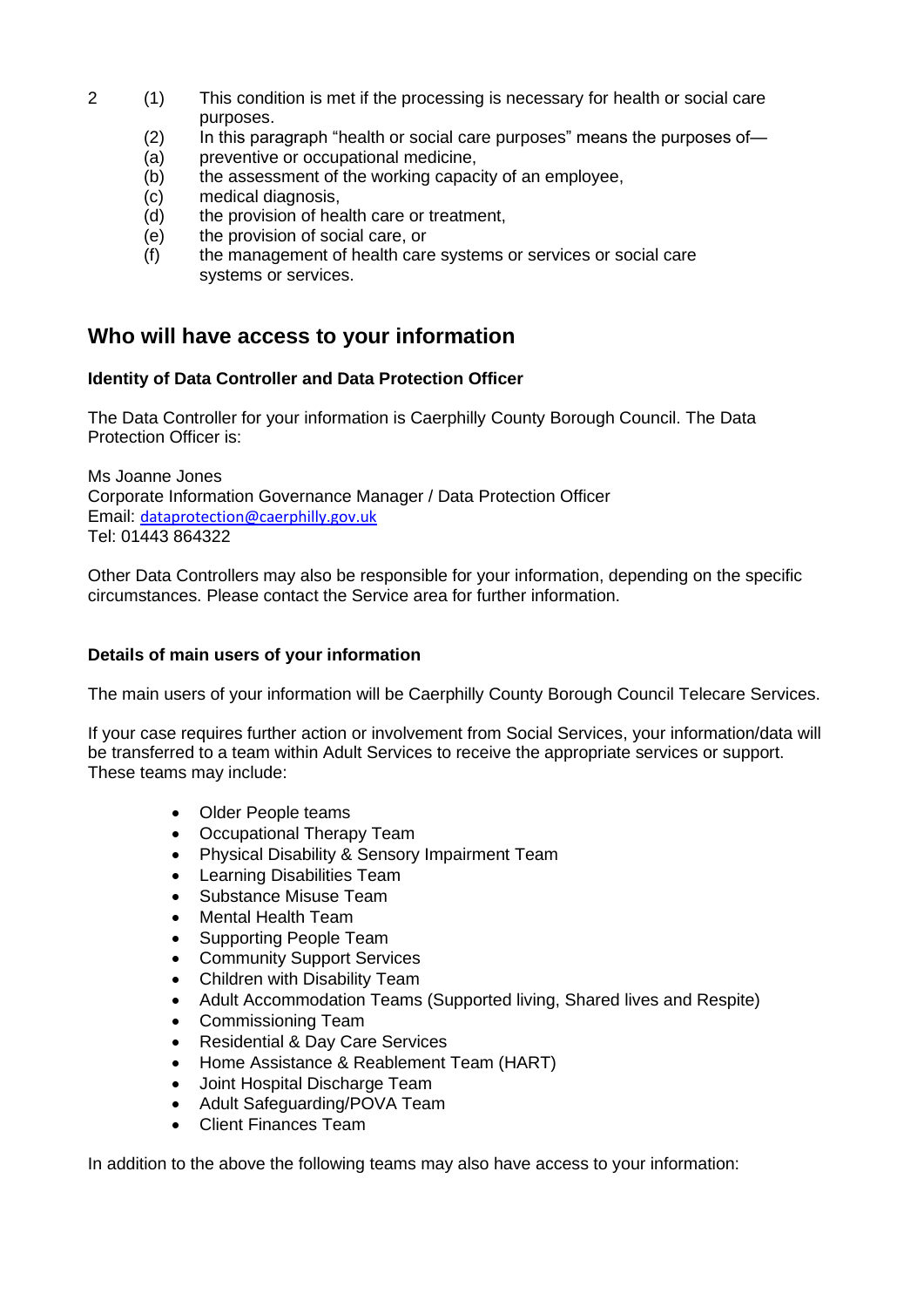2 (1) This condition is met if the processing is necessary for health or social care purposes.

(2) In this paragraph "health or social care purposes" means the purposes of—

(a) preventive or occupational medicine,

(b) the assessment of the working capacity of an employee,

(c) medical diagnosis,

(d) the provision of health care or treatment,

(e) the provision of social care, or

(f) the management of health care systems or services or social care systems or services.

## Who will have access to your information

**Identity of Data Controller and Data Protection Officer**

The Data Controller for your information is Caerphilly County Borough Council. The Data Protection Officer is:

Ms Joanne Jones
Corporate Information Governance Manager / Data Protection Officer
Email: dataprotection@caerphilly.gov.uk
Tel: 01443 864322

Other Data Controllers may also be responsible for your information, depending on the specific circumstances. Please contact the Service area for further information.

**Details of main users of your information**

The main users of your information will be Caerphilly County Borough Council Telecare Services.

If your case requires further action or involvement from Social Services, your information/data will be transferred to a team within Adult Services to receive the appropriate services or support. These teams may include:

- Older People teams
- Occupational Therapy Team
- Physical Disability & Sensory Impairment Team
- Learning Disabilities Team
- Substance Misuse Team
- Mental Health Team
- Supporting People Team
- Community Support Services
- Children with Disability Team
- Adult Accommodation Teams (Supported living, Shared lives and Respite)
- Commissioning Team
- Residential & Day Care Services
- Home Assistance & Reablement Team (HART)
- Joint Hospital Discharge Team
- Adult Safeguarding/POVA Team
- Client Finances Team

In addition to the above the following teams may also have access to your information: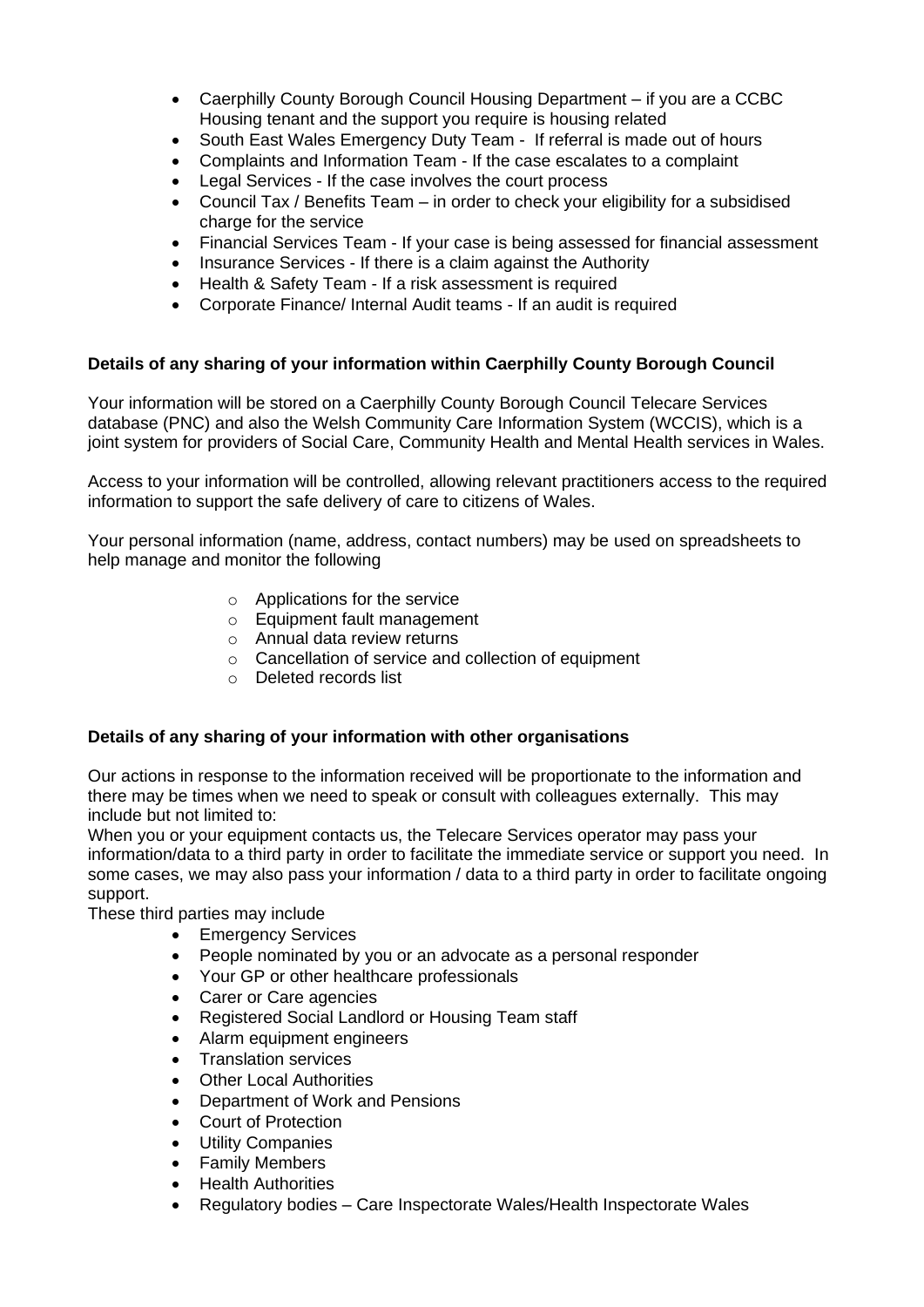- Caerphilly County Borough Council Housing Department – if you are a CCBC Housing tenant and the support you require is housing related
- South East Wales Emergency Duty Team - If referral is made out of hours
- Complaints and Information Team - If the case escalates to a complaint
- Legal Services - If the case involves the court process
- Council Tax / Benefits Team – in order to check your eligibility for a subsidised charge for the service
- Financial Services Team - If your case is being assessed for financial assessment
- Insurance Services - If there is a claim against the Authority
- Health & Safety Team - If a risk assessment is required
- Corporate Finance/ Internal Audit teams - If an audit is required

**Details of any sharing of your information within Caerphilly County Borough Council**

Your information will be stored on a Caerphilly County Borough Council Telecare Services database (PNC) and also the Welsh Community Care Information System (WCCIS), which is a joint system for providers of Social Care, Community Health and Mental Health services in Wales.

Access to your information will be controlled, allowing relevant practitioners access to the required information to support the safe delivery of care to citizens of Wales.

Your personal information (name, address, contact numbers) may be used on spreadsheets to help manage and monitor the following

- Applications for the service
- Equipment fault management
- Annual data review returns
- Cancellation of service and collection of equipment
- Deleted records list

**Details of any sharing of your information with other organisations**

Our actions in response to the information received will be proportionate to the information and there may be times when we need to speak or consult with colleagues externally. This may include but not limited to:
When you or your equipment contacts us, the Telecare Services operator may pass your information/data to a third party in order to facilitate the immediate service or support you need. In some cases, we may also pass your information / data to a third party in order to facilitate ongoing support.
These third parties may include

- Emergency Services
- People nominated by you or an advocate as a personal responder
- Your GP or other healthcare professionals
- Carer or Care agencies
- Registered Social Landlord or Housing Team staff
- Alarm equipment engineers
- Translation services
- Other Local Authorities
- Department of Work and Pensions
- Court of Protection
- Utility Companies
- Family Members
- Health Authorities
- Regulatory bodies – Care Inspectorate Wales/Health Inspectorate Wales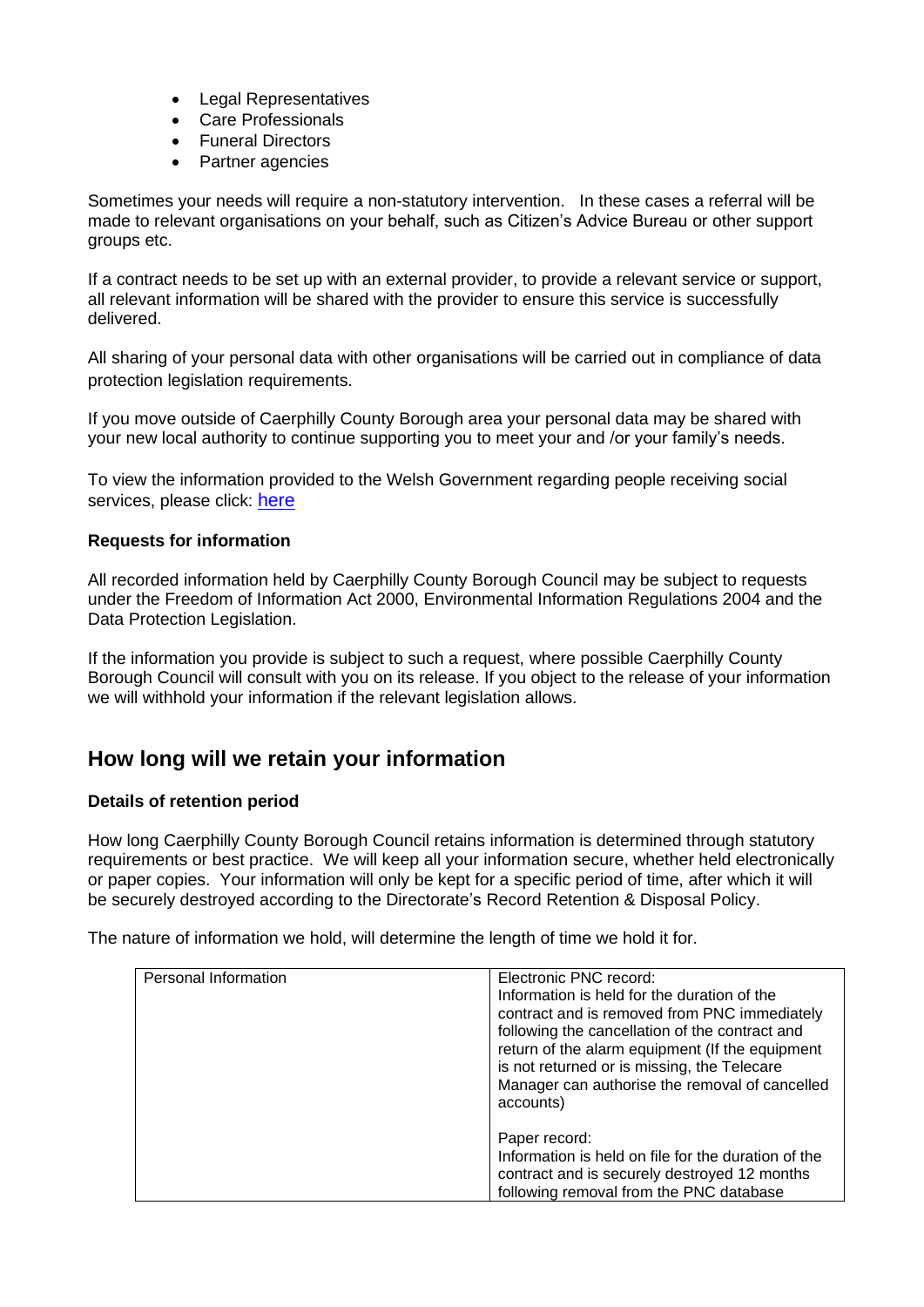- Legal Representatives
- Care Professionals
- Funeral Directors
- Partner agencies

Sometimes your needs will require a non-statutory intervention. In these cases a referral will be made to relevant organisations on your behalf, such as Citizen's Advice Bureau or other support groups etc.

If a contract needs to be set up with an external provider, to provide a relevant service or support, all relevant information will be shared with the provider to ensure this service is successfully delivered.

All sharing of your personal data with other organisations will be carried out in compliance of data protection legislation requirements.

If you move outside of Caerphilly County Borough area your personal data may be shared with your new local authority to continue supporting you to meet your and /or your family's needs.

To view the information provided to the Welsh Government regarding people receiving social services, please click: here

**Requests for information**

All recorded information held by Caerphilly County Borough Council may be subject to requests under the Freedom of Information Act 2000, Environmental Information Regulations 2004 and the Data Protection Legislation.

If the information you provide is subject to such a request, where possible Caerphilly County Borough Council will consult with you on its release. If you object to the release of your information we will withhold your information if the relevant legislation allows.

## How long will we retain your information

**Details of retention period**

How long Caerphilly County Borough Council retains information is determined through statutory requirements or best practice. We will keep all your information secure, whether held electronically or paper copies. Your information will only be kept for a specific period of time, after which it will be securely destroyed according to the Directorate's Record Retention & Disposal Policy.

The nature of information we hold, will determine the length of time we hold it for.

| Personal Information | Electronic PNC record:<br>Information is held for the duration of the contract and is removed from PNC immediately following the cancellation of the contract and return of the alarm equipment (If the equipment is not returned or is missing, the Telecare Manager can authorise the removal of cancelled accounts)<br><br>Paper record:<br>Information is held on file for the duration of the contract and is securely destroyed 12 months following removal from the PNC database |
|---|---|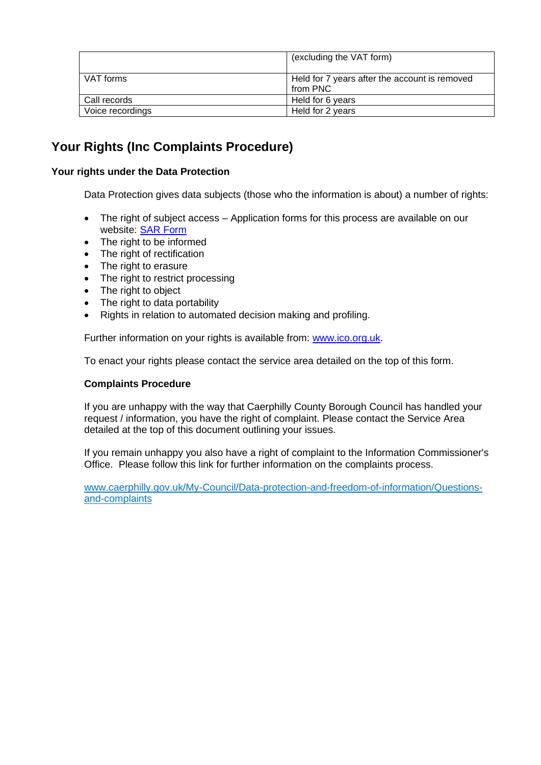| | |
|---|---|
| | (excluding the VAT form) |
| VAT forms | Held for 7 years after the account is removed from PNC |
| Call records | Held for 6 years |
| Voice recordings | Held for 2 years |

## Your Rights (Inc Complaints Procedure)

**Your rights under the Data Protection**

Data Protection gives data subjects (those who the information is about) a number of rights:

- The right of subject access – Application forms for this process are available on our website: SAR Form
- The right to be informed
- The right of rectification
- The right to erasure
- The right to restrict processing
- The right to object
- The right to data portability
- Rights in relation to automated decision making and profiling.

Further information on your rights is available from: www.ico.org.uk.

To enact your rights please contact the service area detailed on the top of this form.

**Complaints Procedure**

If you are unhappy with the way that Caerphilly County Borough Council has handled your request / information, you have the right of complaint. Please contact the Service Area detailed at the top of this document outlining your issues.

If you remain unhappy you also have a right of complaint to the Information Commissioner's Office. Please follow this link for further information on the complaints process.

www.caerphilly.gov.uk/My-Council/Data-protection-and-freedom-of-information/Questions-and-complaints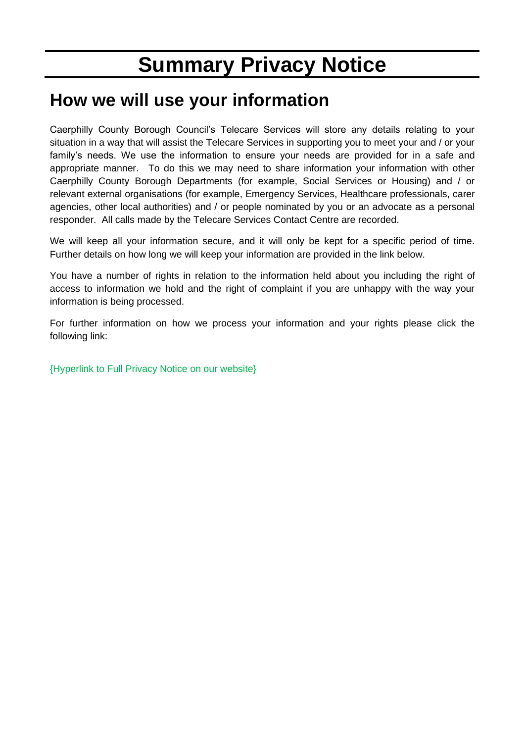# Summary Privacy Notice

## How we will use your information

Caerphilly County Borough Council's Telecare Services will store any details relating to your situation in a way that will assist the Telecare Services in supporting you to meet your and / or your family's needs. We use the information to ensure your needs are provided for in a safe and appropriate manner. To do this we may need to share information your information with other Caerphilly County Borough Departments (for example, Social Services or Housing) and / or relevant external organisations (for example, Emergency Services, Healthcare professionals, carer agencies, other local authorities) and / or people nominated by you or an advocate as a personal responder. All calls made by the Telecare Services Contact Centre are recorded.

We will keep all your information secure, and it will only be kept for a specific period of time. Further details on how long we will keep your information are provided in the link below.

You have a number of rights in relation to the information held about you including the right of access to information we hold and the right of complaint if you are unhappy with the way your information is being processed.

For further information on how we process your information and your rights please click the following link:

{Hyperlink to Full Privacy Notice on our website}